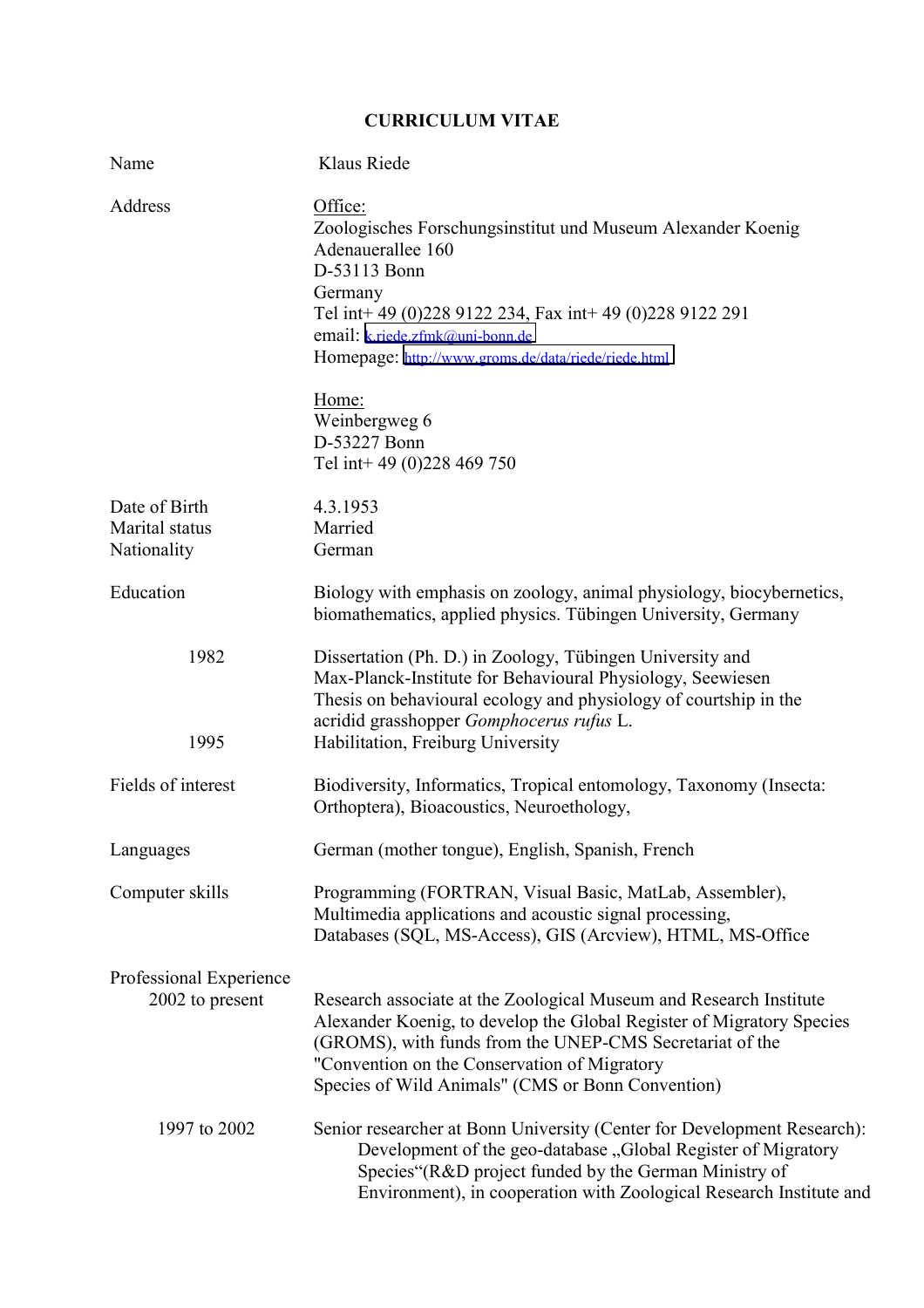# CURRICULUM VITAE

| | |
|---|---|
| Name | Klaus Riede |
| Address | Office:<br>Zoologisches Forschungsinstitut und Museum Alexander Koenig<br>Adenauerallee 160<br>D-53113 Bonn<br>Germany<br>Tel int+ 49 (0)228 9122 234, Fax int+ 49 (0)228 9122 291<br>email: k.riede.zfmk@uni-bonn.de<br>Homepage: http://www.groms.de/data/riede/riede.html<br><br>Home:<br>Weinbergweg 6<br>D-53227 Bonn<br>Tel int+ 49 (0)228 469 750 |
| Date of Birth | 4.3.1953 |
| Marital status | Married |
| Nationality | German |
| Education | Biology with emphasis on zoology, animal physiology, biocybernetics, biomathematics, applied physics. Tübingen University, Germany |
| 1982 | Dissertation (Ph. D.) in Zoology, Tübingen University and Max-Planck-Institute for Behavioural Physiology, Seewiesen<br>Thesis on behavioural ecology and physiology of courtship in the acridid grasshopper *Gomphocerus rufus* L. |
| 1995 | Habilitation, Freiburg University |
| Fields of interest | Biodiversity, Informatics, Tropical entomology, Taxonomy (Insecta: Orthoptera), Bioacoustics, Neuroethology, |
| Languages | German (mother tongue), English, Spanish, French |
| Computer skills | Programming (FORTRAN, Visual Basic, MatLab, Assembler),<br>Multimedia applications and acoustic signal processing,<br>Databases (SQL, MS-Access), GIS (Arcview), HTML, MS-Office |
| Professional Experience | |
| 2002 to present | Research associate at the Zoological Museum and Research Institute Alexander Koenig, to develop the Global Register of Migratory Species (GROMS), with funds from the UNEP-CMS Secretariat of the "Convention on the Conservation of Migratory Species of Wild Animals" (CMS or Bonn Convention) |
| 1997 to 2002 | Senior researcher at Bonn University (Center for Development Research):<br>Development of the geo-database „Global Register of Migratory Species“(R&D project funded by the German Ministry of Environment), in cooperation with Zoological Research Institute and |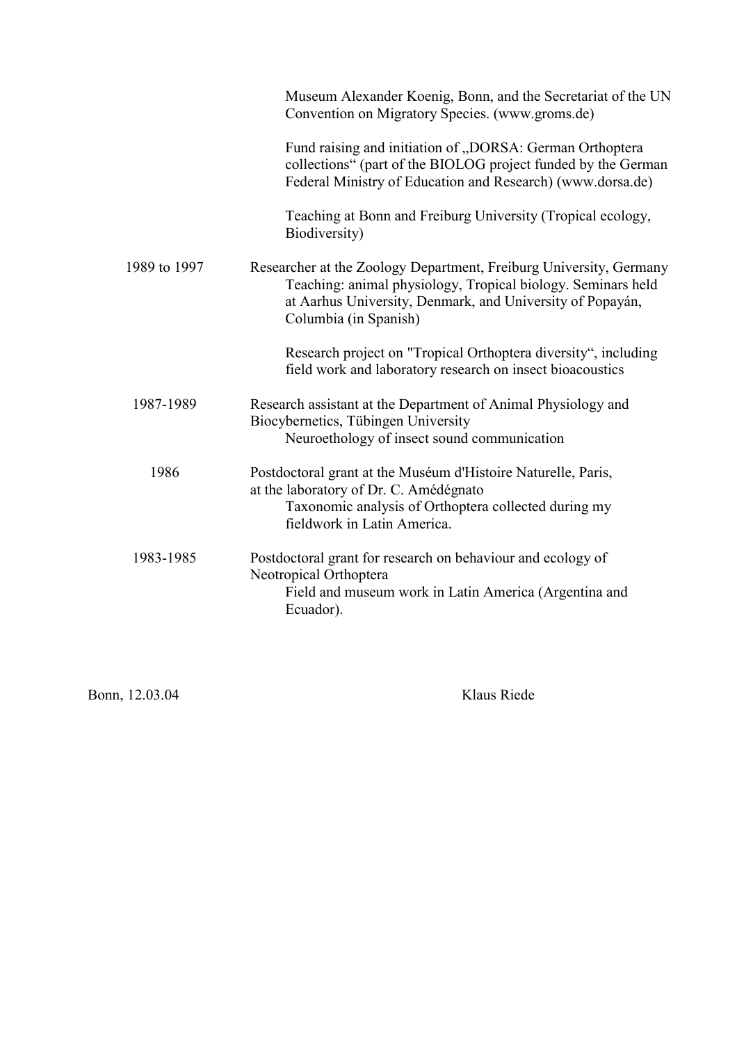| | |
|---|---|
| | Museum Alexander Koenig, Bonn, and the Secretariat of the UN Convention on Migratory Species. (www.groms.de) |
| | Fund raising and initiation of „DORSA: German Orthoptera collections" (part of the BIOLOG project funded by the German Federal Ministry of Education and Research) (www.dorsa.de) |
| | Teaching at Bonn and Freiburg University (Tropical ecology, Biodiversity) |
| 1989 to 1997 | Researcher at the Zoology Department, Freiburg University, Germany<br>Teaching: animal physiology, Tropical biology. Seminars held at Aarhus University, Denmark, and University of Popayán, Columbia (in Spanish) |
| | Research project on "Tropical Orthoptera diversity", including field work and laboratory research on insect bioacoustics |
| 1987-1989 | Research assistant at the Department of Animal Physiology and Biocybernetics, Tübingen University<br>Neuroethology of insect sound communication |
| 1986 | Postdoctoral grant at the Muséum d'Histoire Naturelle, Paris, at the laboratory of Dr. C. Amédégnato<br>Taxonomic analysis of Orthoptera collected during my fieldwork in Latin America. |
| 1983-1985 | Postdoctoral grant for research on behaviour and ecology of Neotropical Orthoptera<br>Field and museum work in Latin America (Argentina and Ecuador). |

Bonn, 12.03.04

Klaus Riede